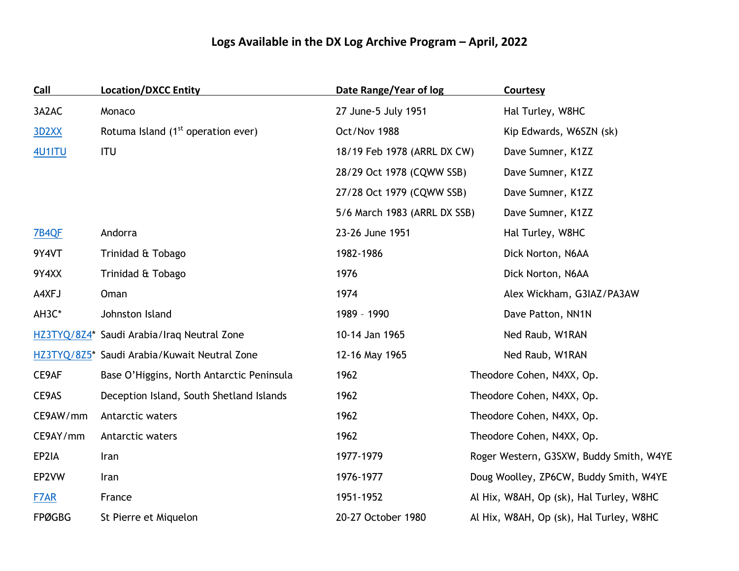# Logs Available in the DX Log Archive Program – April, 2022

| Call | Location/DXCC Entity | Date Range/Year of log | Courtesy |
|---|---|---|---|
| 3A2AC | Monaco | 27 June-5 July 1951 | Hal Turley, W8HC |
| 3D2XX | Rotuma Island (1st operation ever) | Oct/Nov 1988 | Kip Edwards, W6SZN (sk) |
| 4U1ITU | ITU | 18/19 Feb 1978 (ARRL DX CW) | Dave Sumner, K1ZZ |
| | | 28/29 Oct 1978 (CQWW SSB) | Dave Sumner, K1ZZ |
| | | 27/28 Oct 1979 (CQWW SSB) | Dave Sumner, K1ZZ |
| | | 5/6 March 1983 (ARRL DX SSB) | Dave Sumner, K1ZZ |
| 7B4QF | Andorra | 23-26 June 1951 | Hal Turley, W8HC |
| 9Y4VT | Trinidad & Tobago | 1982-1986 | Dick Norton, N6AA |
| 9Y4XX | Trinidad & Tobago | 1976 | Dick Norton, N6AA |
| A4XFJ | Oman | 1974 | Alex Wickham, G3IAZ/PA3AW |
| AH3C* | Johnston Island | 1989 – 1990 | Dave Patton, NN1N |
| HZ3TYQ/8Z4* | Saudi Arabia/Iraq Neutral Zone | 10-14 Jan 1965 | Ned Raub, W1RAN |
| HZ3TYQ/8Z5* | Saudi Arabia/Kuwait Neutral Zone | 12-16 May 1965 | Ned Raub, W1RAN |
| CE9AF | Base O'Higgins, North Antarctic Peninsula | 1962 | Theodore Cohen, N4XX, Op. |
| CE9AS | Deception Island, South Shetland Islands | 1962 | Theodore Cohen, N4XX, Op. |
| CE9AW/mm | Antarctic waters | 1962 | Theodore Cohen, N4XX, Op. |
| CE9AY/mm | Antarctic waters | 1962 | Theodore Cohen, N4XX, Op. |
| EP2IA | Iran | 1977-1979 | Roger Western, G3SXW, Buddy Smith, W4YE |
| EP2VW | Iran | 1976-1977 | Doug Woolley, ZP6CW, Buddy Smith, W4YE |
| F7AR | France | 1951-1952 | Al Hix, W8AH, Op (sk), Hal Turley, W8HC |
| FPØGBG | St Pierre et Miquelon | 20-27 October 1980 | Al Hix, W8AH, Op (sk), Hal Turley, W8HC |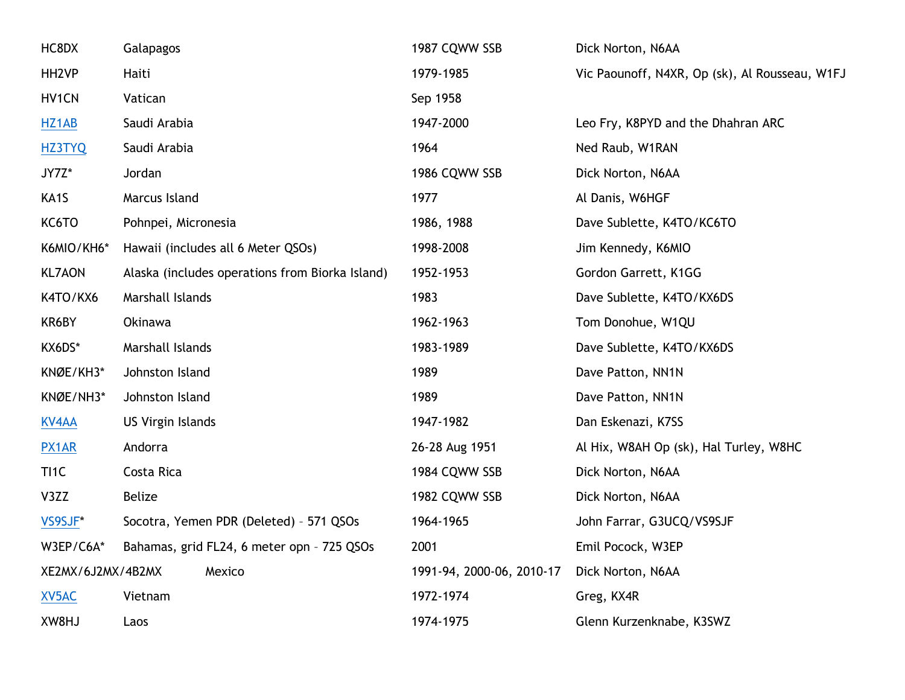| | | | |
|---|---|---|---|
| HC8DX | Galapagos | 1987 CQWW SSB | Dick Norton, N6AA |
| HH2VP | Haiti | 1979-1985 | Vic Paounoff, N4XR, Op (sk), Al Rousseau, W1FJ |
| HV1CN | Vatican | Sep 1958 | |
| HZ1AB | Saudi Arabia | 1947-2000 | Leo Fry, K8PYD and the Dhahran ARC |
| HZ3TYQ | Saudi Arabia | 1964 | Ned Raub, W1RAN |
| JY7Z* | Jordan | 1986 CQWW SSB | Dick Norton, N6AA |
| KA1S | Marcus Island | 1977 | Al Danis, W6HGF |
| KC6TO | Pohnpei, Micronesia | 1986, 1988 | Dave Sublette, K4TO/KC6TO |
| K6MIO/KH6* | Hawaii (includes all 6 Meter QSOs) | 1998-2008 | Jim Kennedy, K6MIO |
| KL7AON | Alaska (includes operations from Biorka Island) | 1952-1953 | Gordon Garrett, K1GG |
| K4TO/KX6 | Marshall Islands | 1983 | Dave Sublette, K4TO/KX6DS |
| KR6BY | Okinawa | 1962-1963 | Tom Donohue, W1QU |
| KX6DS* | Marshall Islands | 1983-1989 | Dave Sublette, K4TO/KX6DS |
| KNØE/KH3* | Johnston Island | 1989 | Dave Patton, NN1N |
| KNØE/NH3* | Johnston Island | 1989 | Dave Patton, NN1N |
| KV4AA | US Virgin Islands | 1947-1982 | Dan Eskenazi, K7SS |
| PX1AR | Andorra | 26-28 Aug 1951 | Al Hix, W8AH Op (sk), Hal Turley, W8HC |
| TI1C | Costa Rica | 1984 CQWW SSB | Dick Norton, N6AA |
| V3ZZ | Belize | 1982 CQWW SSB | Dick Norton, N6AA |
| VS9SJF* | Socotra, Yemen PDR (Deleted) – 571 QSOs | 1964-1965 | John Farrar, G3UCQ/VS9SJF |
| W3EP/C6A* | Bahamas, grid FL24, 6 meter opn – 725 QSOs | 2001 | Emil Pocock, W3EP |
| XE2MX/6J2MX/4B2MX | Mexico | 1991-94, 2000-06, 2010-17 | Dick Norton, N6AA |
| XV5AC | Vietnam | 1972-1974 | Greg, KX4R |
| XW8HJ | Laos | 1974-1975 | Glenn Kurzenknabe, K3SWZ |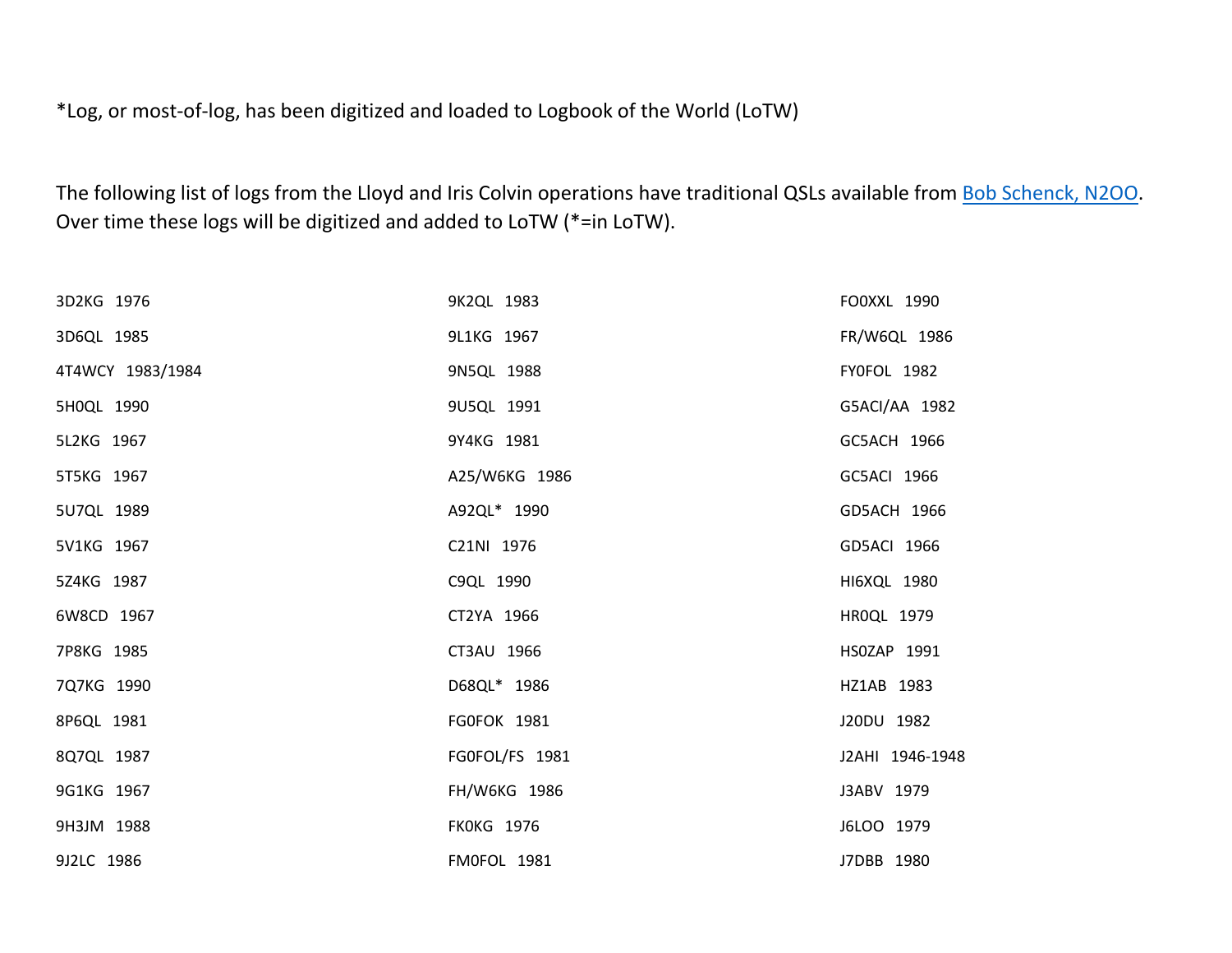*Log, or most-of-log, has been digitized and loaded to Logbook of the World (LoTW)

The following list of logs from the Lloyd and Iris Colvin operations have traditional QSLs available from [Bob Schenck, N2OO](). Over time these logs will be digitized and added to LoTW (*=in LoTW).

3D2KG 1976

3D6QL 1985

4T4WCY 1983/1984

5H0QL 1990

5L2KG 1967

5T5KG 1967

5U7QL 1989

5V1KG 1967

5Z4KG 1987

6W8CD 1967

7P8KG 1985

7Q7KG 1990

8P6QL 1981

8Q7QL 1987

9G1KG 1967

9H3JM 1988

9J2LC 1986

9K2QL 1983

9L1KG 1967

9N5QL 1988

9U5QL 1991

9Y4KG 1981

A25/W6KG 1986

A92QL* 1990

C21NI 1976

C9QL 1990

CT2YA 1966

CT3AU 1966

D68QL* 1986

FG0FOK 1981

FG0FOL/FS 1981

FH/W6KG 1986

FK0KG 1976

FM0FOL 1981

FO0XXL 1990

FR/W6QL 1986

FY0FOL 1982

G5ACI/AA 1982

GC5ACH 1966

GC5ACI 1966

GD5ACH 1966

GD5ACI 1966

HI6XQL 1980

HR0QL 1979

HS0ZAP 1991

HZ1AB 1983

J20DU 1982

J2AHI 1946-1948

J3ABV 1979

J6LOO 1979

J7DBB 1980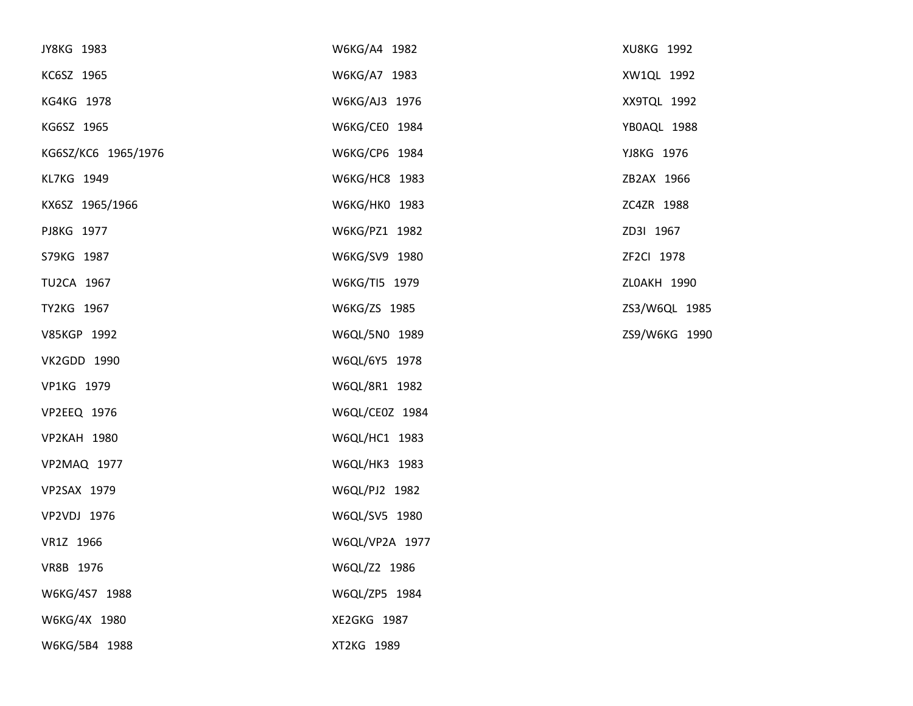JY8KG 1983

KC6SZ 1965

KG4KG 1978

KG6SZ 1965

KG6SZ/KC6 1965/1976

KL7KG 1949

KX6SZ 1965/1966

PJ8KG 1977

S79KG 1987

TU2CA 1967

TY2KG 1967

V85KGP 1992

VK2GDD 1990

VP1KG 1979

VP2EEQ 1976

VP2KAH 1980

VP2MAQ 1977

VP2SAX 1979

VP2VDJ 1976

VR1Z 1966

VR8B 1976

W6KG/4S7 1988

W6KG/4X 1980

W6KG/5B4 1988

W6KG/A4 1982

W6KG/A7 1983

W6KG/AJ3 1976

W6KG/CE0 1984

W6KG/CP6 1984

W6KG/HC8 1983

W6KG/HK0 1983

W6KG/PZ1 1982

W6KG/SV9 1980

W6KG/TI5 1979

W6KG/ZS 1985

W6QL/5N0 1989

W6QL/6Y5 1978

W6QL/8R1 1982

W6QL/CE0Z 1984

W6QL/HC1 1983

W6QL/HK3 1983

W6QL/PJ2 1982

W6QL/SV5 1980

W6QL/VP2A 1977

W6QL/Z2 1986

W6QL/ZP5 1984

XE2GKG 1987

XT2KG 1989

XU8KG 1992

XW1QL 1992

XX9TQL 1992

YB0AQL 1988

YJ8KG 1976

ZB2AX 1966

ZC4ZR 1988

ZD3I 1967

ZF2CI 1978

ZL0AKH 1990

ZS3/W6QL 1985

ZS9/W6KG 1990